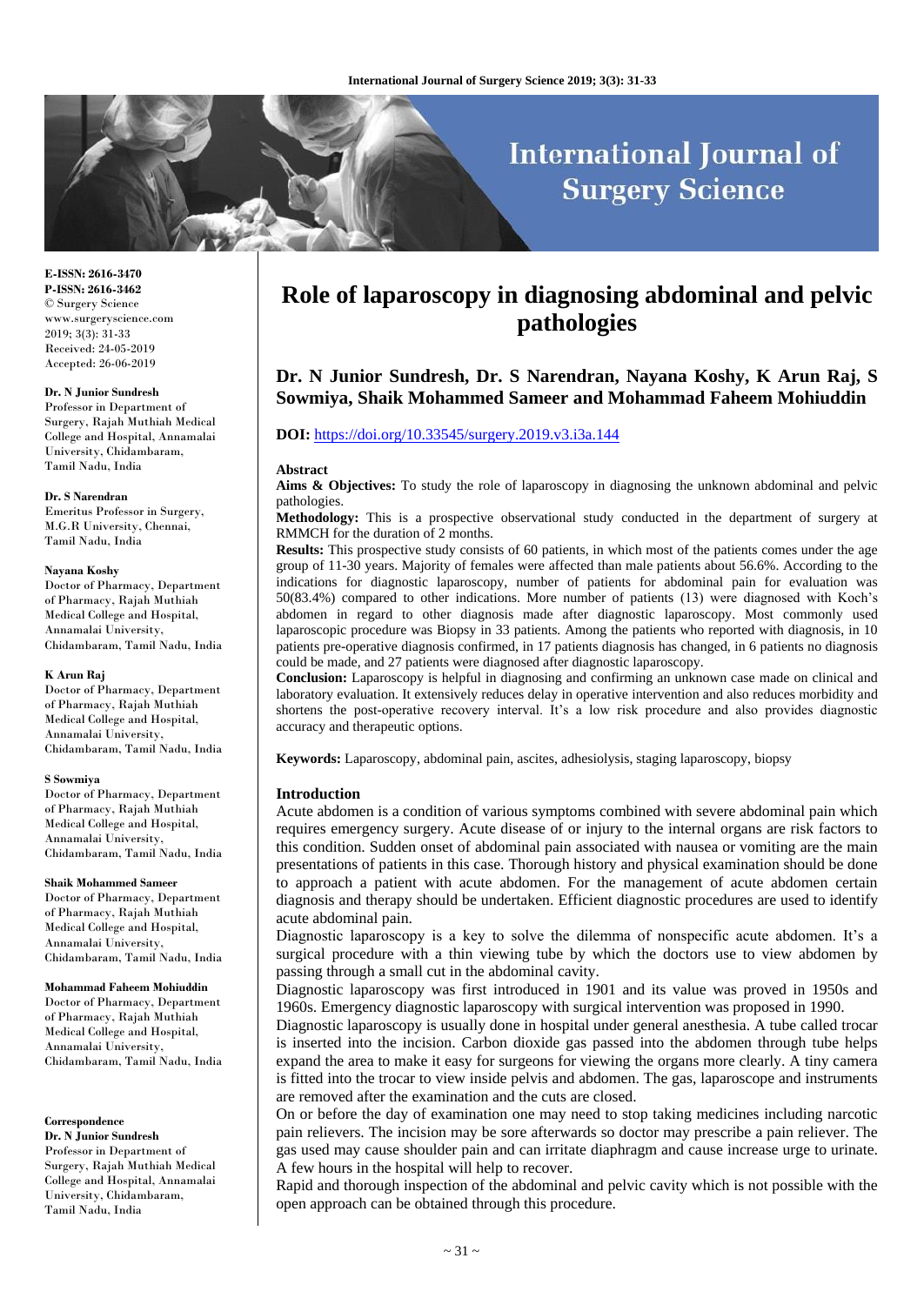# Role of laparoscopy in diagnosing abdominal and pelvic pathologies

**Dr. N Junior Sundresh, Dr. S Narendran, Nayana Koshy, K Arun Raj, S Sowmiya, Shaik Mohammed Sameer and Mohammad Faheem Mohiuddin**

**DOI:** https://doi.org/10.33545/surgery.2019.v3.i3a.144

E-ISSN: 2616-3470
P-ISSN: 2616-3462
© Surgery Science
www.surgeryscience.com
2019; 3(3): 31-33
Received: 24-05-2019
Accepted: 26-06-2019

**Dr. N Junior Sundresh**
Professor in Department of Surgery, Rajah Muthiah Medical College and Hospital, Annamalai University, Chidambaram, Tamil Nadu, India

**Dr. S Narendran**
Emeritus Professor in Surgery, M.G.R University, Chennai, Tamil Nadu, India

**Nayana Koshy**
Doctor of Pharmacy, Department of Pharmacy, Rajah Muthiah Medical College and Hospital, Annamalai University, Chidambaram, Tamil Nadu, India

**K Arun Raj**
Doctor of Pharmacy, Department of Pharmacy, Rajah Muthiah Medical College and Hospital, Annamalai University, Chidambaram, Tamil Nadu, India

**S Sowmiya**
Doctor of Pharmacy, Department of Pharmacy, Rajah Muthiah Medical College and Hospital, Annamalai University, Chidambaram, Tamil Nadu, India

**Shaik Mohammed Sameer**
Doctor of Pharmacy, Department of Pharmacy, Rajah Muthiah Medical College and Hospital, Annamalai University, Chidambaram, Tamil Nadu, India

**Mohammad Faheem Mohiuddin**
Doctor of Pharmacy, Department of Pharmacy, Rajah Muthiah Medical College and Hospital, Annamalai University, Chidambaram, Tamil Nadu, India

**Correspondence**
**Dr. N Junior Sundresh**
Professor in Department of Surgery, Rajah Muthiah Medical College and Hospital, Annamalai University, Chidambaram, Tamil Nadu, India

## Abstract

**Aims & Objectives:** To study the role of laparoscopy in diagnosing the unknown abdominal and pelvic pathologies.

**Methodology:** This is a prospective observational study conducted in the department of surgery at RMMCH for the duration of 2 months.

**Results:** This prospective study consists of 60 patients, in which most of the patients comes under the age group of 11-30 years. Majority of females were affected than male patients about 56.6%. According to the indications for diagnostic laparoscopy, number of patients for abdominal pain for evaluation was 50(83.4%) compared to other indications. More number of patients (13) were diagnosed with Koch's abdomen in regard to other diagnosis made after diagnostic laparoscopy. Most commonly used laparoscopic procedure was Biopsy in 33 patients. Among the patients who reported with diagnosis, in 10 patients pre-operative diagnosis confirmed, in 17 patients diagnosis has changed, in 6 patients no diagnosis could be made, and 27 patients were diagnosed after diagnostic laparoscopy.

**Conclusion:** Laparoscopy is helpful in diagnosing and confirming an unknown case made on clinical and laboratory evaluation. It extensively reduces delay in operative intervention and also reduces morbidity and shortens the post-operative recovery interval. It's a low risk procedure and also provides diagnostic accuracy and therapeutic options.

**Keywords:** Laparoscopy, abdominal pain, ascites, adhesiolysis, staging laparoscopy, biopsy

## Introduction

Acute abdomen is a condition of various symptoms combined with severe abdominal pain which requires emergency surgery. Acute disease of or injury to the internal organs are risk factors to this condition. Sudden onset of abdominal pain associated with nausea or vomiting are the main presentations of patients in this case. Thorough history and physical examination should be done to approach a patient with acute abdomen. For the management of acute abdomen certain diagnosis and therapy should be undertaken. Efficient diagnostic procedures are used to identify acute abdominal pain.

Diagnostic laparoscopy is a key to solve the dilemma of nonspecific acute abdomen. It's a surgical procedure with a thin viewing tube by which the doctors use to view abdomen by passing through a small cut in the abdominal cavity.

Diagnostic laparoscopy was first introduced in 1901 and its value was proved in 1950s and 1960s. Emergency diagnostic laparoscopy with surgical intervention was proposed in 1990.

Diagnostic laparoscopy is usually done in hospital under general anesthesia. A tube called trocar is inserted into the incision. Carbon dioxide gas passed into the abdomen through tube helps expand the area to make it easy for surgeons for viewing the organs more clearly. A tiny camera is fitted into the trocar to view inside pelvis and abdomen. The gas, laparoscope and instruments are removed after the examination and the cuts are closed.

On or before the day of examination one may need to stop taking medicines including narcotic pain relievers. The incision may be sore afterwards so doctor may prescribe a pain reliever. The gas used may cause shoulder pain and can irritate diaphragm and cause increase urge to urinate. A few hours in the hospital will help to recover.

Rapid and thorough inspection of the abdominal and pelvic cavity which is not possible with the open approach can be obtained through this procedure.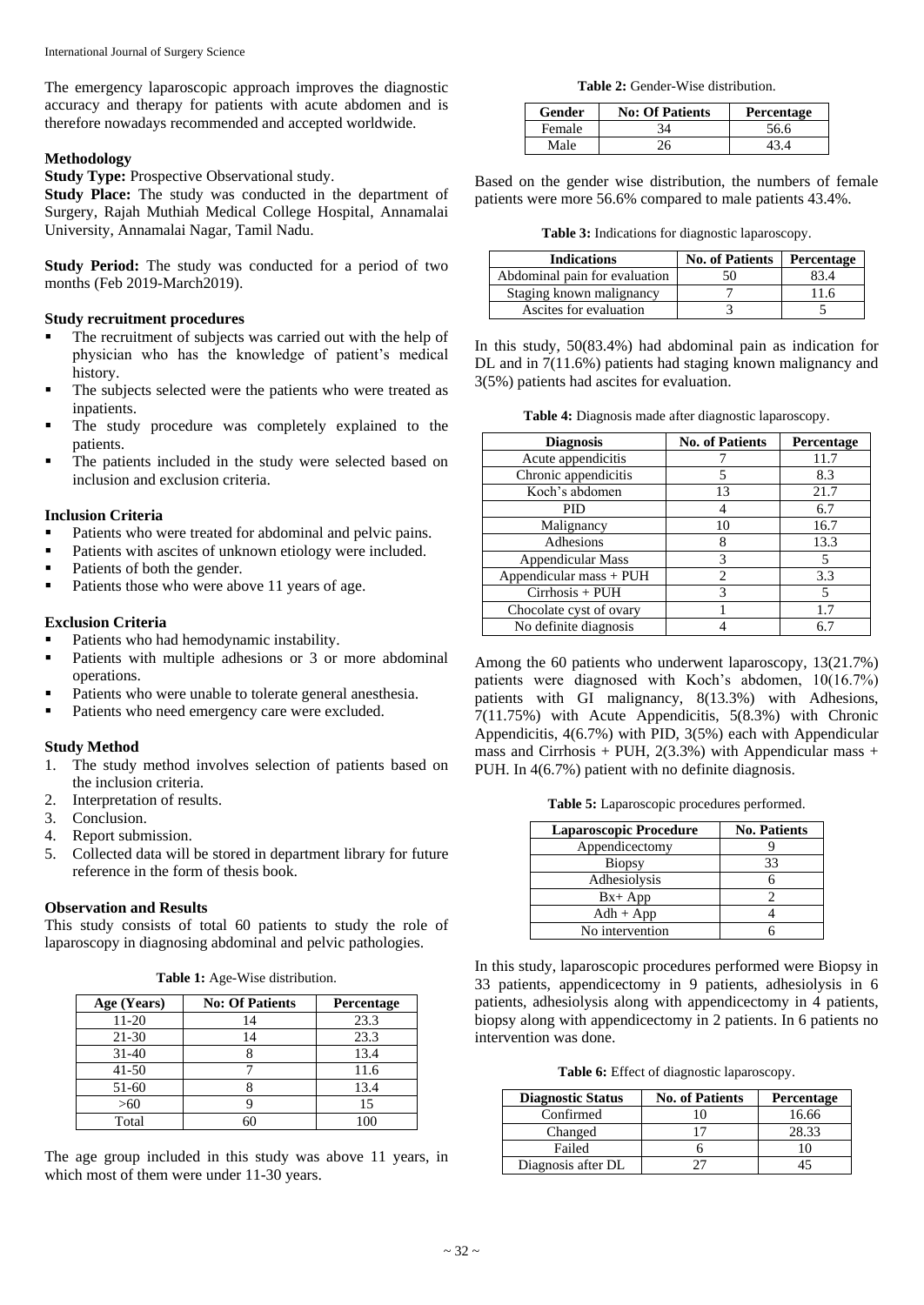The emergency laparoscopic approach improves the diagnostic accuracy and therapy for patients with acute abdomen and is therefore nowadays recommended and accepted worldwide.

## Methodology

**Study Type:** Prospective Observational study.

**Study Place:** The study was conducted in the department of Surgery, Rajah Muthiah Medical College Hospital, Annamalai University, Annamalai Nagar, Tamil Nadu.

**Study Period:** The study was conducted for a period of two months (Feb 2019-March2019).

### Study recruitment procedures

- The recruitment of subjects was carried out with the help of physician who has the knowledge of patient's medical history.
- The subjects selected were the patients who were treated as inpatients.
- The study procedure was completely explained to the patients.
- The patients included in the study were selected based on inclusion and exclusion criteria.

### Inclusion Criteria

- Patients who were treated for abdominal and pelvic pains.
- Patients with ascites of unknown etiology were included.
- Patients of both the gender.
- Patients those who were above 11 years of age.

### Exclusion Criteria

- Patients who had hemodynamic instability.
- Patients with multiple adhesions or 3 or more abdominal operations.
- Patients who were unable to tolerate general anesthesia.
- Patients who need emergency care were excluded.

### Study Method

1. The study method involves selection of patients based on the inclusion criteria.
2. Interpretation of results.
3. Conclusion.
4. Report submission.
5. Collected data will be stored in department library for future reference in the form of thesis book.

## Observation and Results

This study consists of total 60 patients to study the role of laparoscopy in diagnosing abdominal and pelvic pathologies.

**Table 1:** Age-Wise distribution.

| Age (Years) | No: Of Patients | Percentage |
|---|---|---|
| 11-20 | 14 | 23.3 |
| 21-30 | 14 | 23.3 |
| 31-40 | 8 | 13.4 |
| 41-50 | 7 | 11.6 |
| 51-60 | 8 | 13.4 |
| >60 | 9 | 15 |
| Total | 60 | 100 |

The age group included in this study was above 11 years, in which most of them were under 11-30 years.

**Table 2:** Gender-Wise distribution.

| Gender | No: Of Patients | Percentage |
|---|---|---|
| Female | 34 | 56.6 |
| Male | 26 | 43.4 |

Based on the gender wise distribution, the numbers of female patients were more 56.6% compared to male patients 43.4%.

**Table 3:** Indications for diagnostic laparoscopy.

| Indications | No. of Patients | Percentage |
|---|---|---|
| Abdominal pain for evaluation | 50 | 83.4 |
| Staging known malignancy | 7 | 11.6 |
| Ascites for evaluation | 3 | 5 |

In this study, 50(83.4%) had abdominal pain as indication for DL and in 7(11.6%) patients had staging known malignancy and 3(5%) patients had ascites for evaluation.

**Table 4:** Diagnosis made after diagnostic laparoscopy.

| Diagnosis | No. of Patients | Percentage |
|---|---|---|
| Acute appendicitis | 7 | 11.7 |
| Chronic appendicitis | 5 | 8.3 |
| Koch's abdomen | 13 | 21.7 |
| PID | 4 | 6.7 |
| Malignancy | 10 | 16.7 |
| Adhesions | 8 | 13.3 |
| Appendicular Mass | 3 | 5 |
| Appendicular mass + PUH | 2 | 3.3 |
| Cirrhosis + PUH | 3 | 5 |
| Chocolate cyst of ovary | 1 | 1.7 |
| No definite diagnosis | 4 | 6.7 |

Among the 60 patients who underwent laparoscopy, 13(21.7%) patients were diagnosed with Koch's abdomen, 10(16.7%) patients with GI malignancy, 8(13.3%) with Adhesions, 7(11.75%) with Acute Appendicitis, 5(8.3%) with Chronic Appendicitis, 4(6.7%) with PID, 3(5%) each with Appendicular mass and Cirrhosis + PUH, 2(3.3%) with Appendicular mass + PUH. In 4(6.7%) patient with no definite diagnosis.

**Table 5:** Laparoscopic procedures performed.

| Laparoscopic Procedure | No. Patients |
|---|---|
| Appendicectomy | 9 |
| Biopsy | 33 |
| Adhesiolysis | 6 |
| Bx+ App | 2 |
| Adh + App | 4 |
| No intervention | 6 |

In this study, laparoscopic procedures performed were Biopsy in 33 patients, appendicectomy in 9 patients, adhesiolysis in 6 patients, adhesiolysis along with appendicectomy in 4 patients, biopsy along with appendicectomy in 2 patients. In 6 patients no intervention was done.

**Table 6:** Effect of diagnostic laparoscopy.

| Diagnostic Status | No. of Patients | Percentage |
|---|---|---|
| Confirmed | 10 | 16.66 |
| Changed | 17 | 28.33 |
| Failed | 6 | 10 |
| Diagnosis after DL | 27 | 45 |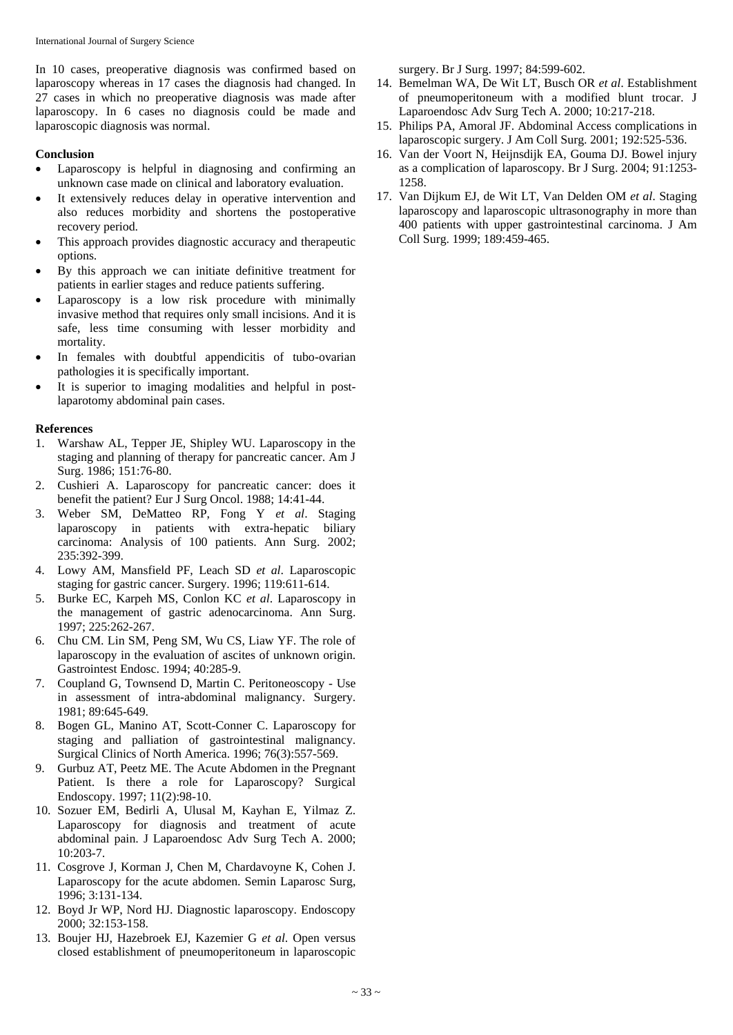In 10 cases, preoperative diagnosis was confirmed based on laparoscopy whereas in 17 cases the diagnosis had changed. In 27 cases in which no preoperative diagnosis was made after laparoscopy. In 6 cases no diagnosis could be made and laparoscopic diagnosis was normal.

**Conclusion**

- Laparoscopy is helpful in diagnosing and confirming an unknown case made on clinical and laboratory evaluation.
- It extensively reduces delay in operative intervention and also reduces morbidity and shortens the postoperative recovery period.
- This approach provides diagnostic accuracy and therapeutic options.
- By this approach we can initiate definitive treatment for patients in earlier stages and reduce patients suffering.
- Laparoscopy is a low risk procedure with minimally invasive method that requires only small incisions. And it is safe, less time consuming with lesser morbidity and mortality.
- In females with doubtful appendicitis of tubo-ovarian pathologies it is specifically important.
- It is superior to imaging modalities and helpful in post-laparotomy abdominal pain cases.

**References**

1. Warshaw AL, Tepper JE, Shipley WU. Laparoscopy in the staging and planning of therapy for pancreatic cancer. Am J Surg. 1986; 151:76-80.
2. Cushieri A. Laparoscopy for pancreatic cancer: does it benefit the patient? Eur J Surg Oncol. 1988; 14:41-44.
3. Weber SM, DeMatteo RP, Fong Y *et al*. Staging laparoscopy in patients with extra-hepatic biliary carcinoma: Analysis of 100 patients. Ann Surg. 2002; 235:392-399.
4. Lowy AM, Mansfield PF, Leach SD *et al*. Laparoscopic staging for gastric cancer. Surgery. 1996; 119:611-614.
5. Burke EC, Karpeh MS, Conlon KC *et al*. Laparoscopy in the management of gastric adenocarcinoma. Ann Surg. 1997; 225:262-267.
6. Chu CM. Lin SM, Peng SM, Wu CS, Liaw YF. The role of laparoscopy in the evaluation of ascites of unknown origin. Gastrointest Endosc. 1994; 40:285-9.
7. Coupland G, Townsend D, Martin C. Peritoneoscopy - Use in assessment of intra-abdominal malignancy. Surgery. 1981; 89:645-649.
8. Bogen GL, Manino AT, Scott-Conner C. Laparoscopy for staging and palliation of gastrointestinal malignancy. Surgical Clinics of North America. 1996; 76(3):557-569.
9. Gurbuz AT, Peetz ME. The Acute Abdomen in the Pregnant Patient. Is there a role for Laparoscopy? Surgical Endoscopy. 1997; 11(2):98-10.
10. Sozuer EM, Bedirli A, Ulusal M, Kayhan E, Yilmaz Z. Laparoscopy for diagnosis and treatment of acute abdominal pain. J Laparoendosc Adv Surg Tech A. 2000; 10:203-7.
11. Cosgrove J, Korman J, Chen M, Chardavoyne K, Cohen J. Laparoscopy for the acute abdomen. Semin Laparosc Surg, 1996; 3:131-134.
12. Boyd Jr WP, Nord HJ. Diagnostic laparoscopy. Endoscopy 2000; 32:153-158.
13. Boujer HJ, Hazebroek EJ, Kazemier G *et al.* Open versus closed establishment of pneumoperitoneum in laparoscopic surgery. Br J Surg. 1997; 84:599-602.
14. Bemelman WA, De Wit LT, Busch OR *et al*. Establishment of pneumoperitoneum with a modified blunt trocar. J Laparoendosc Adv Surg Tech A. 2000; 10:217-218.
15. Philips PA, Amoral JF. Abdominal Access complications in laparoscopic surgery. J Am Coll Surg. 2001; 192:525-536.
16. Van der Voort N, Heijnsdijk EA, Gouma DJ. Bowel injury as a complication of laparoscopy. Br J Surg. 2004; 91:1253-1258.
17. Van Dijkum EJ, de Wit LT, Van Delden OM *et al*. Staging laparoscopy and laparoscopic ultrasonography in more than 400 patients with upper gastrointestinal carcinoma. J Am Coll Surg. 1999; 189:459-465.